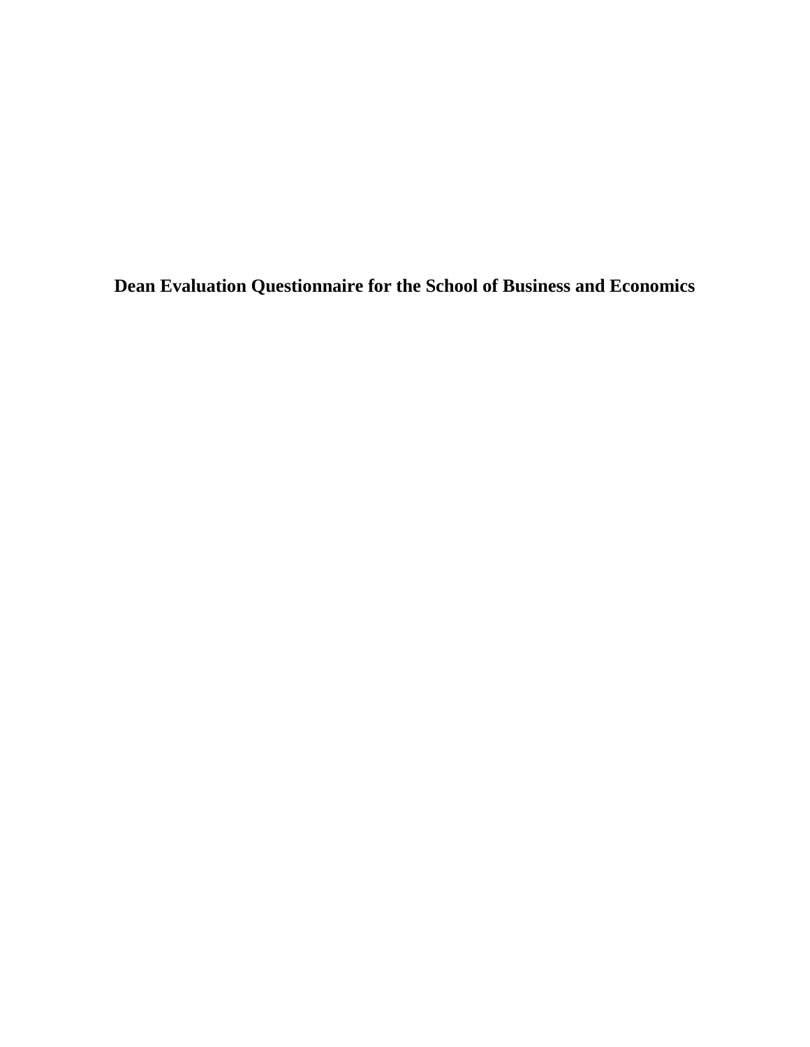# Dean Evaluation Questionnaire for the School of Business and Economics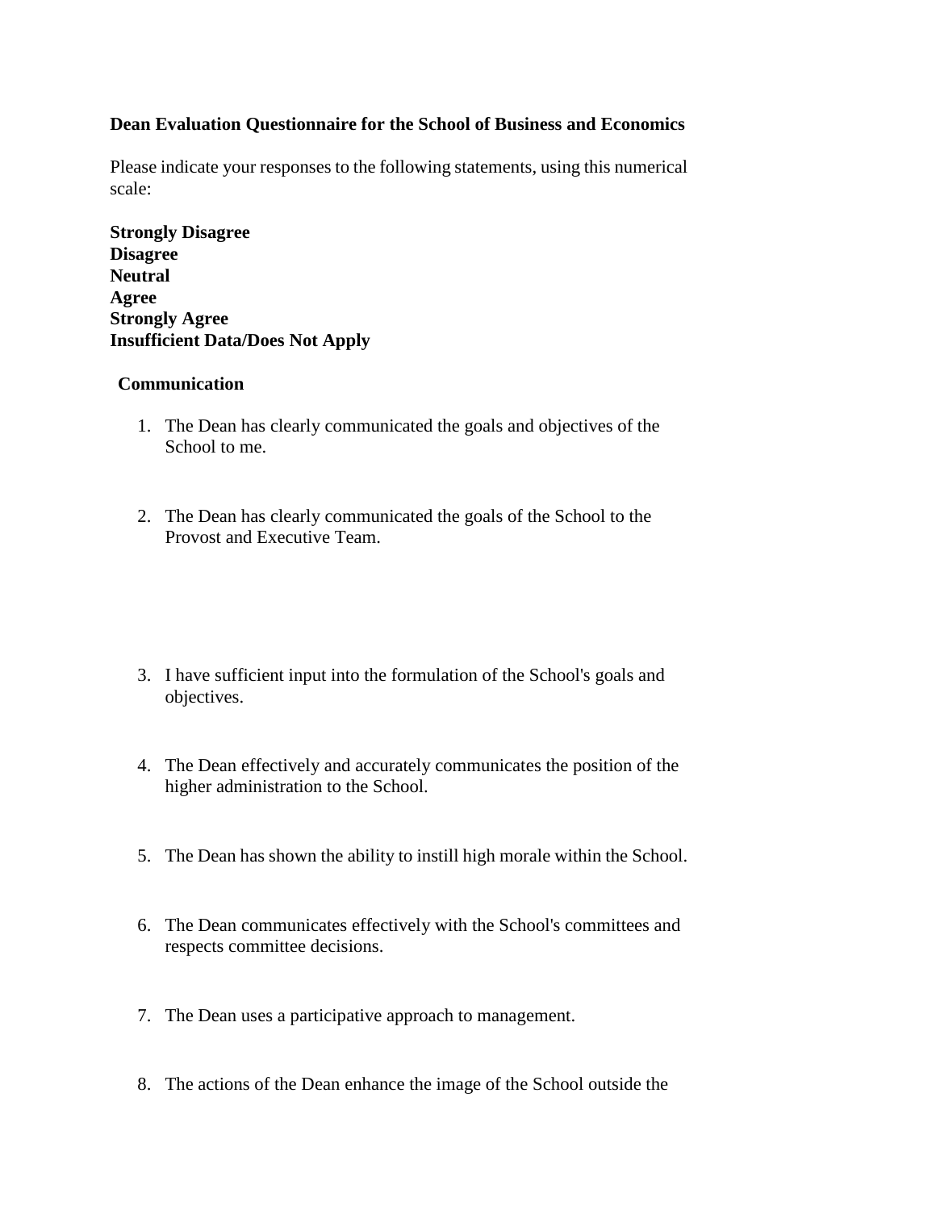**Dean Evaluation Questionnaire for the School of Business and Economics**

Please indicate your responses to the following statements, using this numerical scale:

**Strongly Disagree**
**Disagree**
**Neutral**
**Agree**
**Strongly Agree**
**Insufficient Data/Does Not Apply**

**Communication**

1. The Dean has clearly communicated the goals and objectives of the School to me.

2. The Dean has clearly communicated the goals of the School to the Provost and Executive Team.

3. I have sufficient input into the formulation of the School's goals and objectives.

4. The Dean effectively and accurately communicates the position of the higher administration to the School.

5. The Dean has shown the ability to instill high morale within the School.

6. The Dean communicates effectively with the School's committees and respects committee decisions.

7. The Dean uses a participative approach to management.

8. The actions of the Dean enhance the image of the School outside the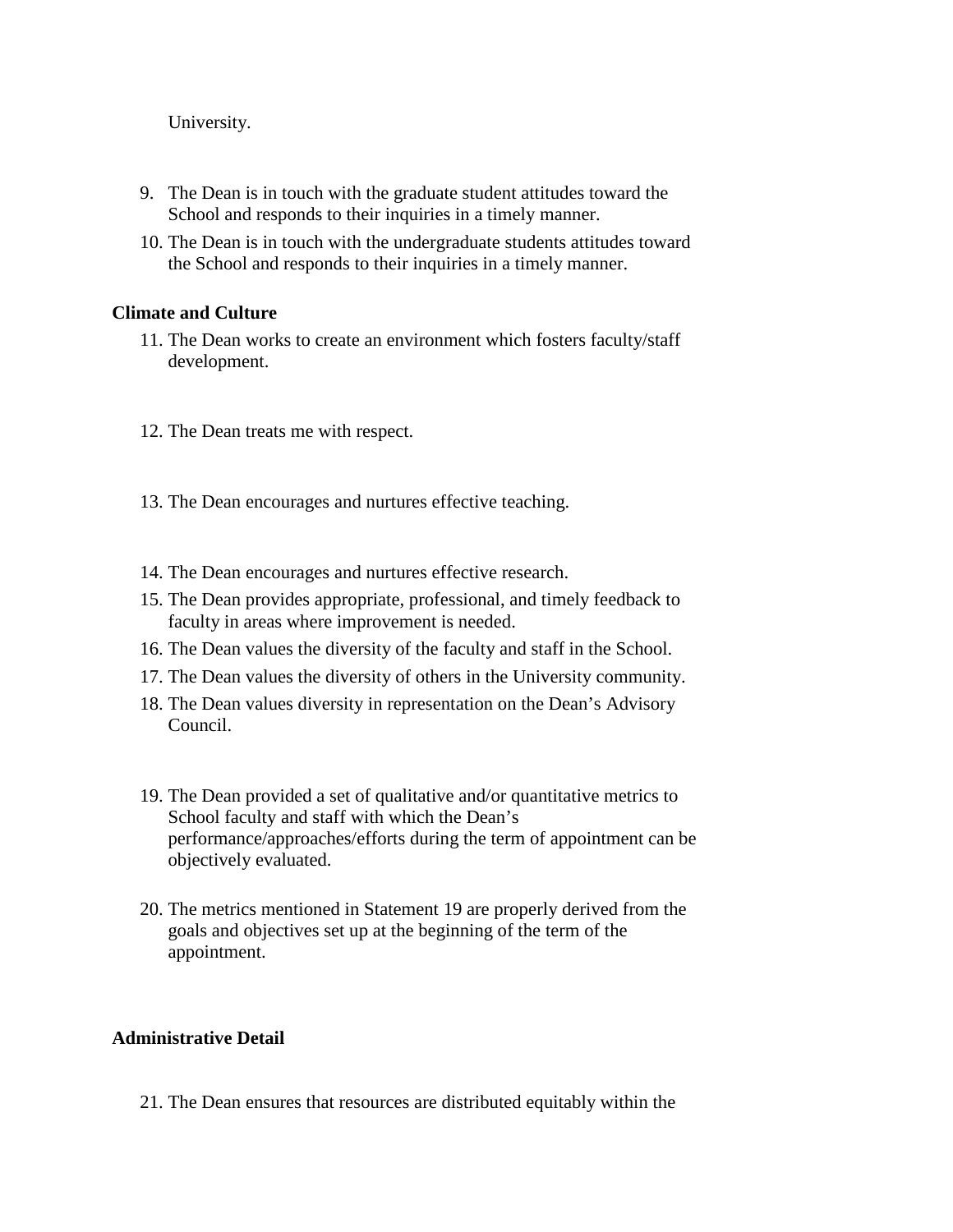University.

9. The Dean is in touch with the graduate student attitudes toward the School and responds to their inquiries in a timely manner.
10. The Dean is in touch with the undergraduate students attitudes toward the School and responds to their inquiries in a timely manner.

**Climate and Culture**

11. The Dean works to create an environment which fosters faculty/staff development.
12. The Dean treats me with respect.
13. The Dean encourages and nurtures effective teaching.
14. The Dean encourages and nurtures effective research.
15. The Dean provides appropriate, professional, and timely feedback to faculty in areas where improvement is needed.
16. The Dean values the diversity of the faculty and staff in the School.
17. The Dean values the diversity of others in the University community.
18. The Dean values diversity in representation on the Dean's Advisory Council.
19. The Dean provided a set of qualitative and/or quantitative metrics to School faculty and staff with which the Dean's performance/approaches/efforts during the term of appointment can be objectively evaluated.
20. The metrics mentioned in Statement 19 are properly derived from the goals and objectives set up at the beginning of the term of the appointment.

**Administrative Detail**

21. The Dean ensures that resources are distributed equitably within the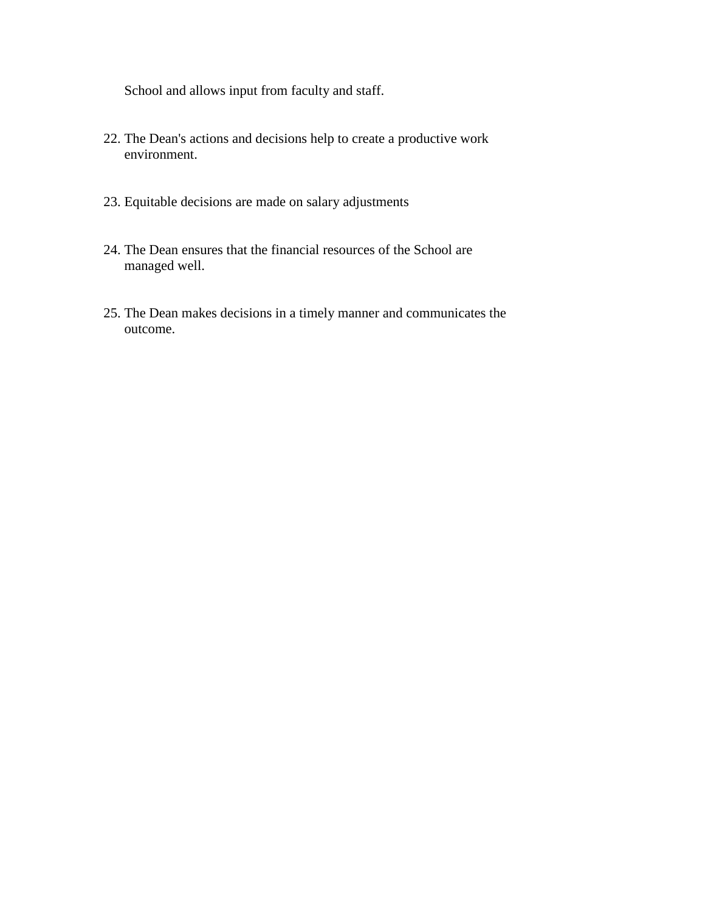School and allows input from faculty and staff.

22. The Dean's actions and decisions help to create a productive work environment.

23. Equitable decisions are made on salary adjustments

24. The Dean ensures that the financial resources of the School are managed well.

25. The Dean makes decisions in a timely manner and communicates the outcome.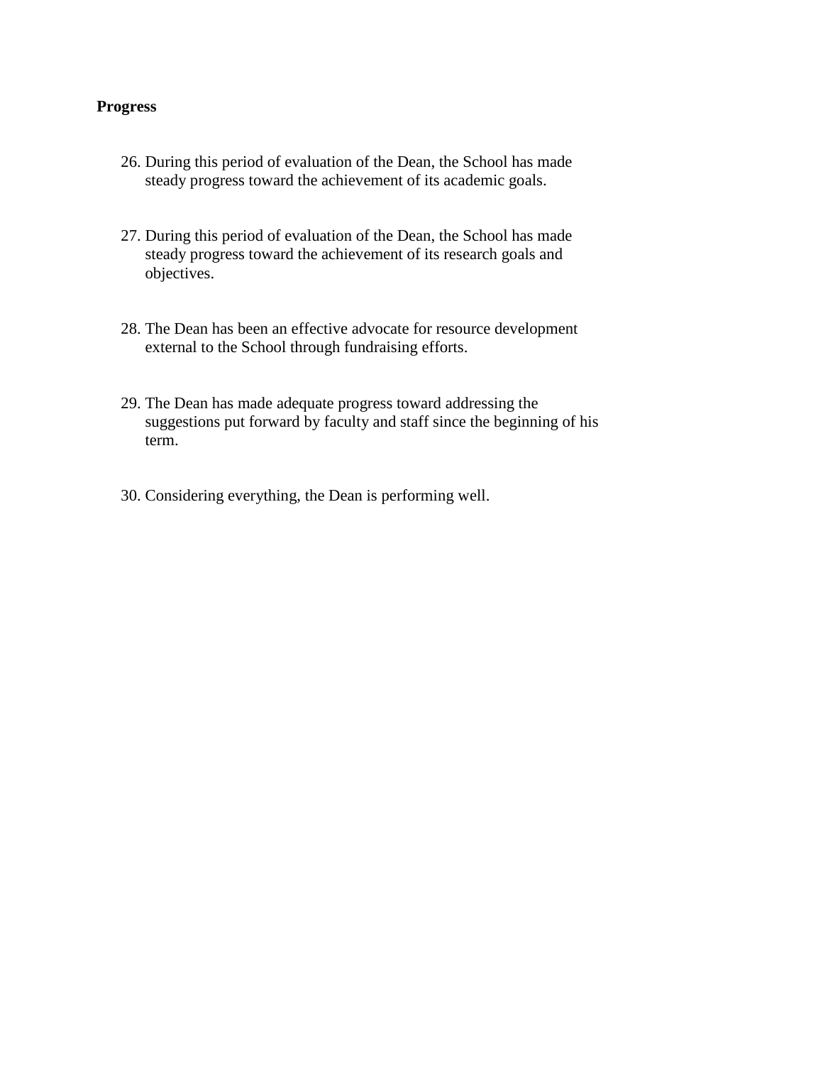**Progress**

26. During this period of evaluation of the Dean, the School has made steady progress toward the achievement of its academic goals.

27. During this period of evaluation of the Dean, the School has made steady progress toward the achievement of its research goals and objectives.

28. The Dean has been an effective advocate for resource development external to the School through fundraising efforts.

29. The Dean has made adequate progress toward addressing the suggestions put forward by faculty and staff since the beginning of his term.

30. Considering everything, the Dean is performing well.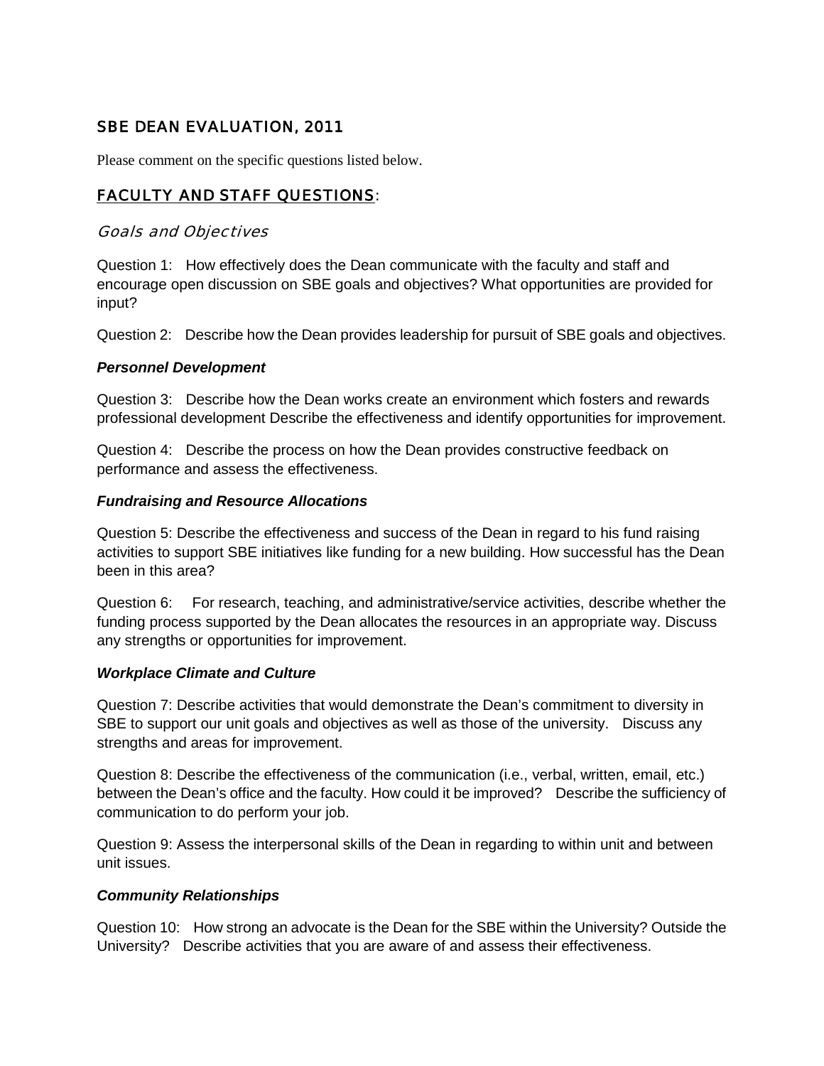## SBE DEAN EVALUATION, 2011

Please comment on the specific questions listed below.

## FACULTY AND STAFF QUESTIONS:

### *Goals and Objectives*

Question 1: How effectively does the Dean communicate with the faculty and staff and encourage open discussion on SBE goals and objectives? What opportunities are provided for input?

Question 2: Describe how the Dean provides leadership for pursuit of SBE goals and objectives.

***Personnel Development***

Question 3: Describe how the Dean works create an environment which fosters and rewards professional development Describe the effectiveness and identify opportunities for improvement.

Question 4: Describe the process on how the Dean provides constructive feedback on performance and assess the effectiveness.

***Fundraising and Resource Allocations***

Question 5: Describe the effectiveness and success of the Dean in regard to his fund raising activities to support SBE initiatives like funding for a new building. How successful has the Dean been in this area?

Question 6: For research, teaching, and administrative/service activities, describe whether the funding process supported by the Dean allocates the resources in an appropriate way. Discuss any strengths or opportunities for improvement.

***Workplace Climate and Culture***

Question 7: Describe activities that would demonstrate the Dean's commitment to diversity in SBE to support our unit goals and objectives as well as those of the university. Discuss any strengths and areas for improvement.

Question 8: Describe the effectiveness of the communication (i.e., verbal, written, email, etc.) between the Dean's office and the faculty. How could it be improved? Describe the sufficiency of communication to do perform your job.

Question 9: Assess the interpersonal skills of the Dean in regarding to within unit and between unit issues.

***Community Relationships***

Question 10: How strong an advocate is the Dean for the SBE within the University? Outside the University? Describe activities that you are aware of and assess their effectiveness.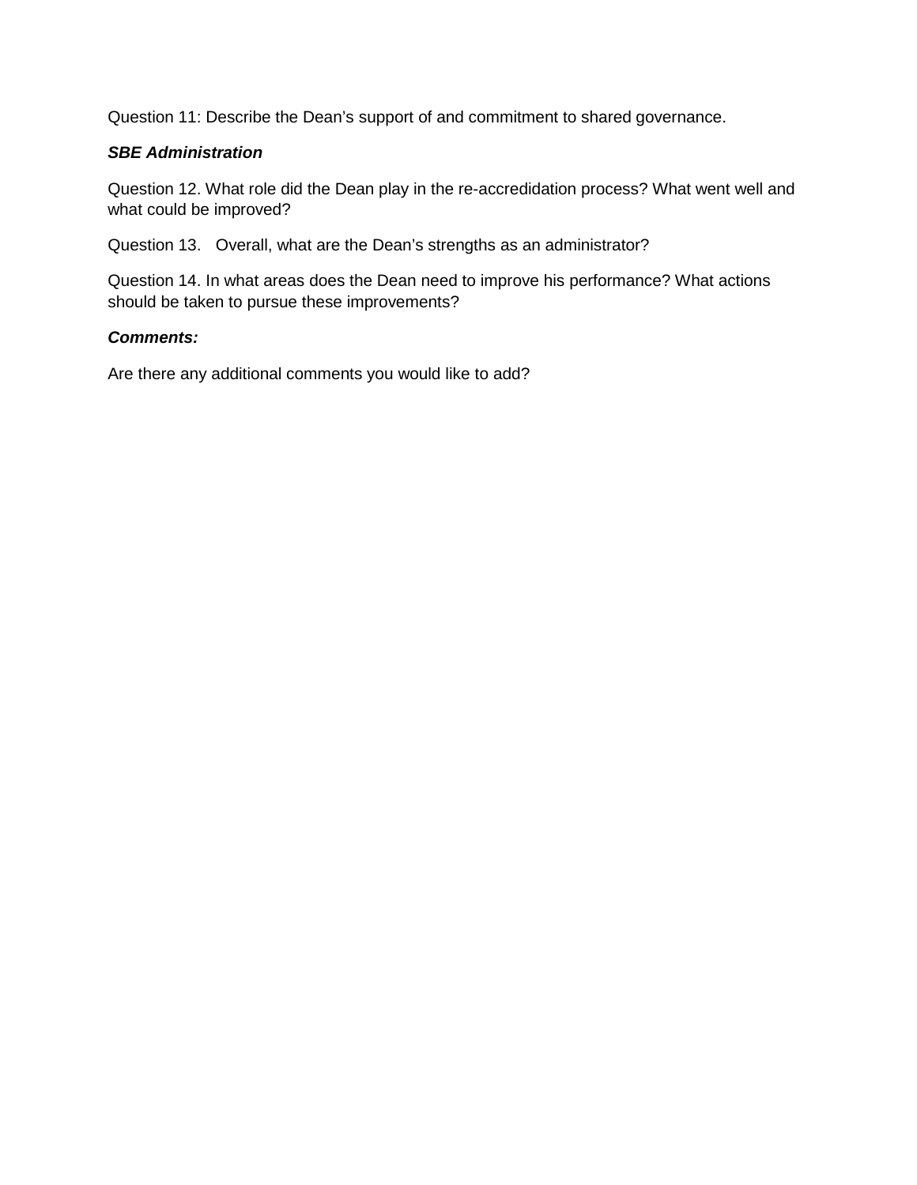Question 11: Describe the Dean's support of and commitment to shared governance.

***SBE Administration***

Question 12. What role did the Dean play in the re-accredidation process? What went well and what could be improved?

Question 13.   Overall, what are the Dean's strengths as an administrator?

Question 14. In what areas does the Dean need to improve his performance? What actions should be taken to pursue these improvements?

***Comments:***

Are there any additional comments you would like to add?